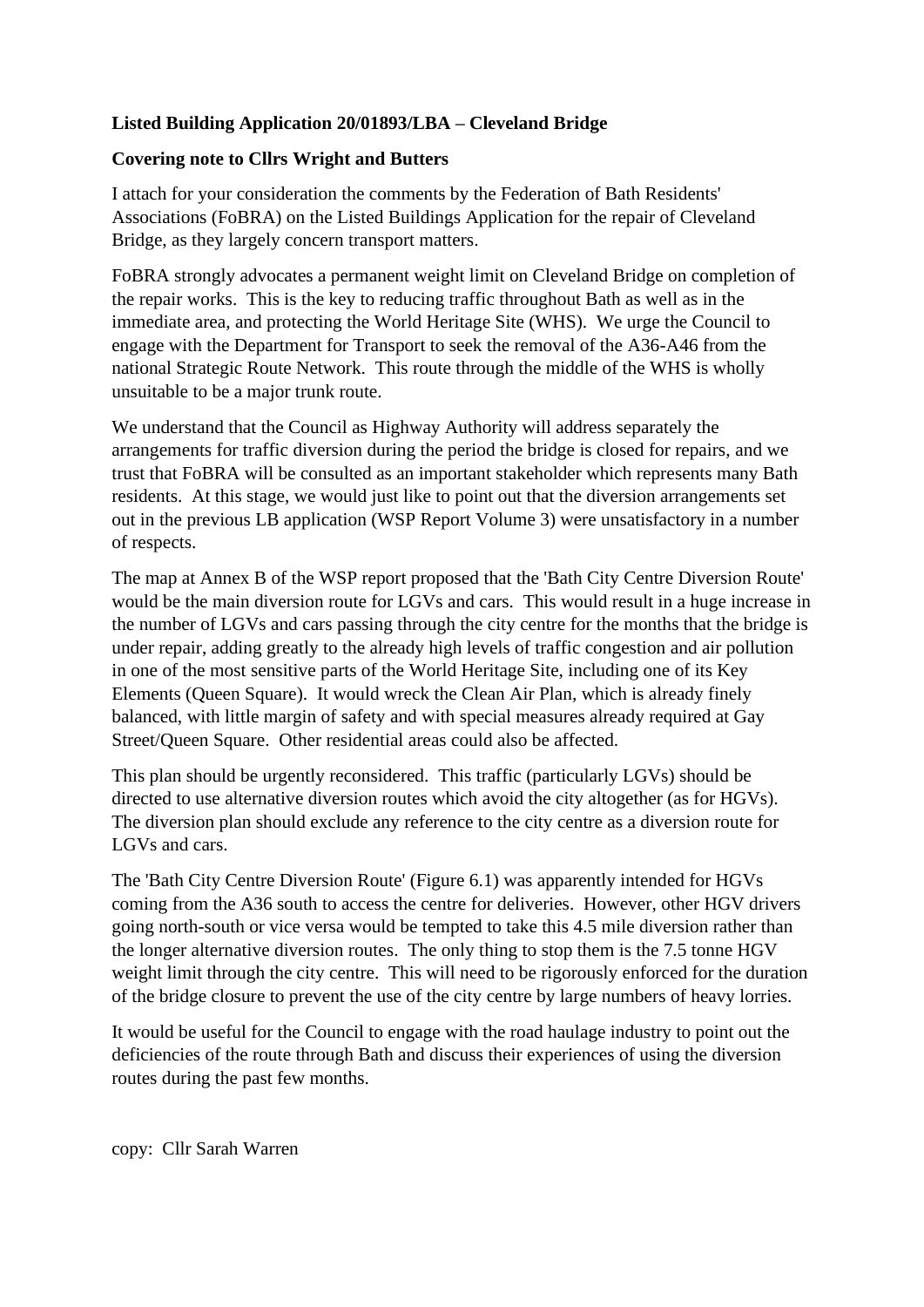**Listed Building Application 20/01893/LBA – Cleveland Bridge**

**Covering note to Cllrs Wright and Butters**

I attach for your consideration the comments by the Federation of Bath Residents' Associations (FoBRA) on the Listed Buildings Application for the repair of Cleveland Bridge, as they largely concern transport matters.

FoBRA strongly advocates a permanent weight limit on Cleveland Bridge on completion of the repair works. This is the key to reducing traffic throughout Bath as well as in the immediate area, and protecting the World Heritage Site (WHS). We urge the Council to engage with the Department for Transport to seek the removal of the A36-A46 from the national Strategic Route Network. This route through the middle of the WHS is wholly unsuitable to be a major trunk route.

We understand that the Council as Highway Authority will address separately the arrangements for traffic diversion during the period the bridge is closed for repairs, and we trust that FoBRA will be consulted as an important stakeholder which represents many Bath residents. At this stage, we would just like to point out that the diversion arrangements set out in the previous LB application (WSP Report Volume 3) were unsatisfactory in a number of respects.

The map at Annex B of the WSP report proposed that the 'Bath City Centre Diversion Route' would be the main diversion route for LGVs and cars. This would result in a huge increase in the number of LGVs and cars passing through the city centre for the months that the bridge is under repair, adding greatly to the already high levels of traffic congestion and air pollution in one of the most sensitive parts of the World Heritage Site, including one of its Key Elements (Queen Square). It would wreck the Clean Air Plan, which is already finely balanced, with little margin of safety and with special measures already required at Gay Street/Queen Square. Other residential areas could also be affected.

This plan should be urgently reconsidered. This traffic (particularly LGVs) should be directed to use alternative diversion routes which avoid the city altogether (as for HGVs). The diversion plan should exclude any reference to the city centre as a diversion route for LGVs and cars.

The 'Bath City Centre Diversion Route' (Figure 6.1) was apparently intended for HGVs coming from the A36 south to access the centre for deliveries. However, other HGV drivers going north-south or vice versa would be tempted to take this 4.5 mile diversion rather than the longer alternative diversion routes. The only thing to stop them is the 7.5 tonne HGV weight limit through the city centre. This will need to be rigorously enforced for the duration of the bridge closure to prevent the use of the city centre by large numbers of heavy lorries.

It would be useful for the Council to engage with the road haulage industry to point out the deficiencies of the route through Bath and discuss their experiences of using the diversion routes during the past few months.

copy: Cllr Sarah Warren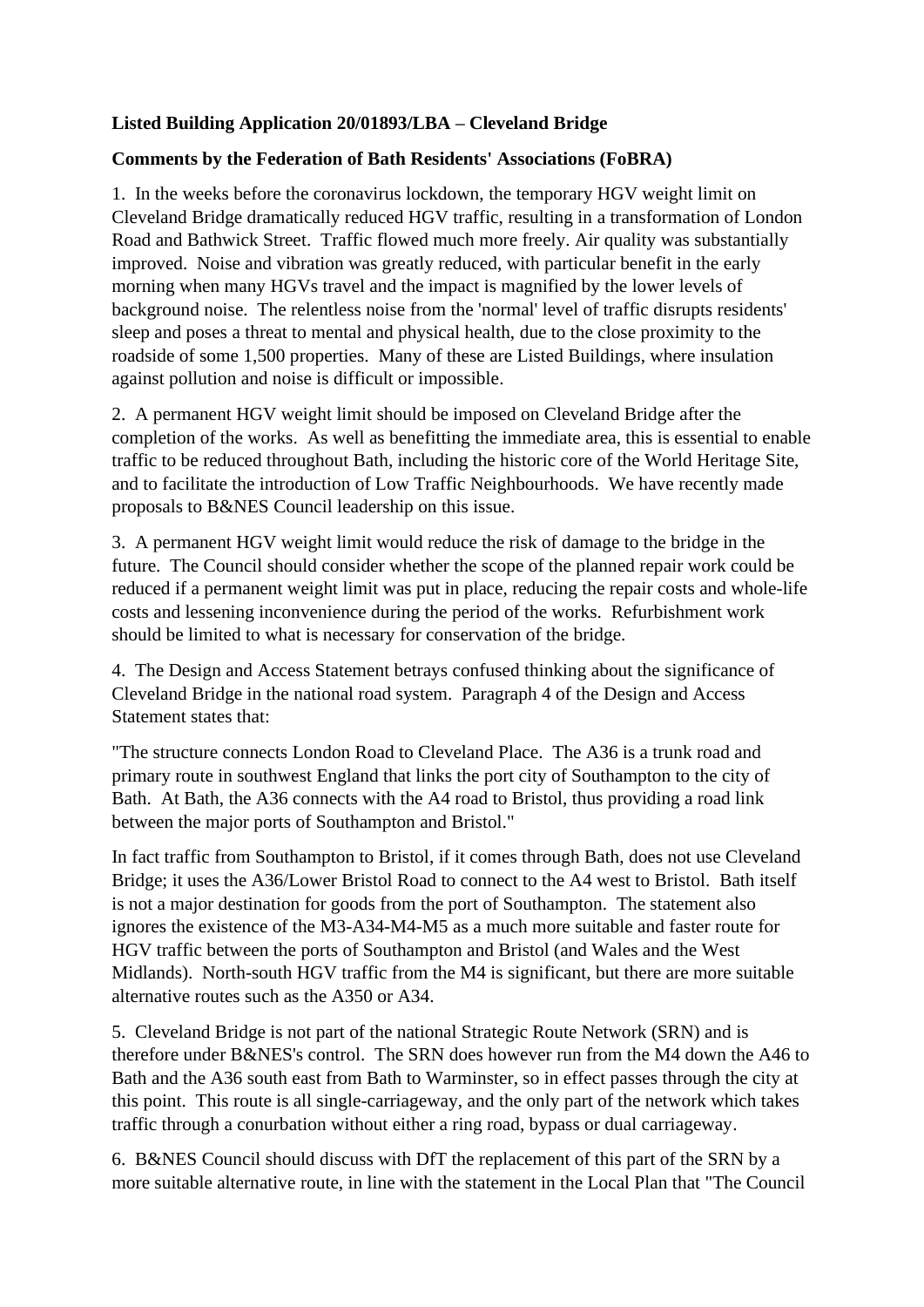**Listed Building Application 20/01893/LBA – Cleveland Bridge**

**Comments by the Federation of Bath Residents' Associations (FoBRA)**

1. In the weeks before the coronavirus lockdown, the temporary HGV weight limit on Cleveland Bridge dramatically reduced HGV traffic, resulting in a transformation of London Road and Bathwick Street. Traffic flowed much more freely. Air quality was substantially improved. Noise and vibration was greatly reduced, with particular benefit in the early morning when many HGVs travel and the impact is magnified by the lower levels of background noise. The relentless noise from the 'normal' level of traffic disrupts residents' sleep and poses a threat to mental and physical health, due to the close proximity to the roadside of some 1,500 properties. Many of these are Listed Buildings, where insulation against pollution and noise is difficult or impossible.

2. A permanent HGV weight limit should be imposed on Cleveland Bridge after the completion of the works. As well as benefitting the immediate area, this is essential to enable traffic to be reduced throughout Bath, including the historic core of the World Heritage Site, and to facilitate the introduction of Low Traffic Neighbourhoods. We have recently made proposals to B&NES Council leadership on this issue.

3. A permanent HGV weight limit would reduce the risk of damage to the bridge in the future. The Council should consider whether the scope of the planned repair work could be reduced if a permanent weight limit was put in place, reducing the repair costs and whole-life costs and lessening inconvenience during the period of the works. Refurbishment work should be limited to what is necessary for conservation of the bridge.

4. The Design and Access Statement betrays confused thinking about the significance of Cleveland Bridge in the national road system. Paragraph 4 of the Design and Access Statement states that:

"The structure connects London Road to Cleveland Place. The A36 is a trunk road and primary route in southwest England that links the port city of Southampton to the city of Bath. At Bath, the A36 connects with the A4 road to Bristol, thus providing a road link between the major ports of Southampton and Bristol."

In fact traffic from Southampton to Bristol, if it comes through Bath, does not use Cleveland Bridge; it uses the A36/Lower Bristol Road to connect to the A4 west to Bristol. Bath itself is not a major destination for goods from the port of Southampton. The statement also ignores the existence of the M3-A34-M4-M5 as a much more suitable and faster route for HGV traffic between the ports of Southampton and Bristol (and Wales and the West Midlands). North-south HGV traffic from the M4 is significant, but there are more suitable alternative routes such as the A350 or A34.

5. Cleveland Bridge is not part of the national Strategic Route Network (SRN) and is therefore under B&NES's control. The SRN does however run from the M4 down the A46 to Bath and the A36 south east from Bath to Warminster, so in effect passes through the city at this point. This route is all single-carriageway, and the only part of the network which takes traffic through a conurbation without either a ring road, bypass or dual carriageway.

6. B&NES Council should discuss with DfT the replacement of this part of the SRN by a more suitable alternative route, in line with the statement in the Local Plan that "The Council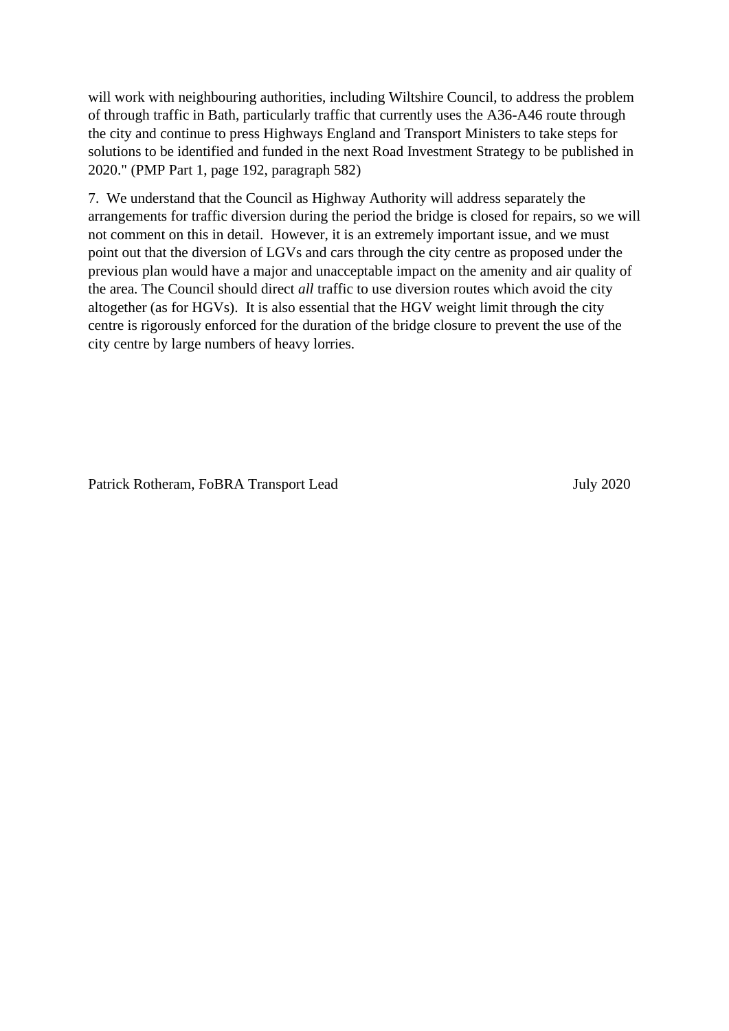will work with neighbouring authorities, including Wiltshire Council, to address the problem of through traffic in Bath, particularly traffic that currently uses the A36-A46 route through the city and continue to press Highways England and Transport Ministers to take steps for solutions to be identified and funded in the next Road Investment Strategy to be published in 2020." (PMP Part 1, page 192, paragraph 582)

7. We understand that the Council as Highway Authority will address separately the arrangements for traffic diversion during the period the bridge is closed for repairs, so we will not comment on this in detail. However, it is an extremely important issue, and we must point out that the diversion of LGVs and cars through the city centre as proposed under the previous plan would have a major and unacceptable impact on the amenity and air quality of the area. The Council should direct *all* traffic to use diversion routes which avoid the city altogether (as for HGVs). It is also essential that the HGV weight limit through the city centre is rigorously enforced for the duration of the bridge closure to prevent the use of the city centre by large numbers of heavy lorries.

Patrick Rotheram, FoBRA Transport Lead July 2020